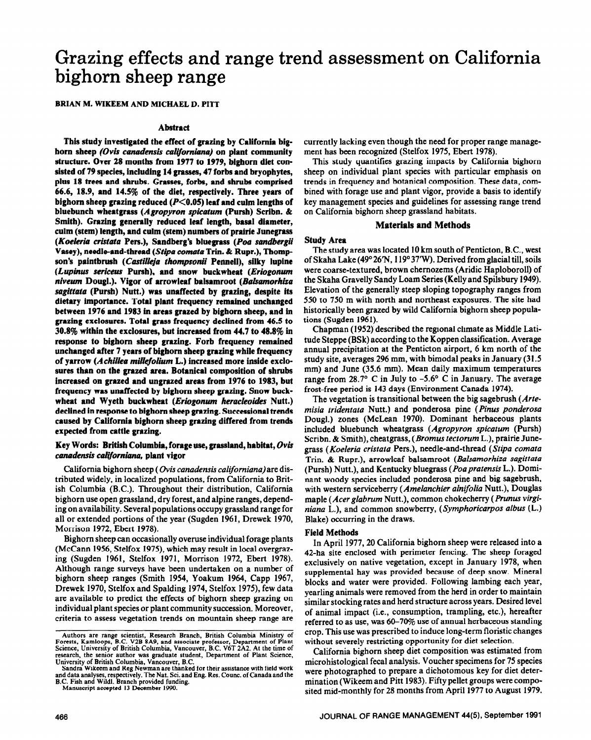# Grazing effects and range trend assessment on California bighorn sheep range

**BRIAN M. WIKEEM AND MICHAEL D. PITT**

## Abstract

**This study investigated the effect of grazing by California bighorn sheep (*Ovis canadensis californiana*) on plant community structure. Over 28 months from 1977 to 1979, bighorn diet consisted of 79 species, including 14 grasses, 47 forbs and bryophytes, plus 18 trees and shrubs. Grasses, forbs, and shrubs comprised 66.6, 18.9, and 14.5% of the diet, respectively. Three years of bighorn sheep grazing reduced ($P<0.05$) leaf and culm lengths of bluebunch wheatgrass (*Agropyron spicatum* (Pursh) Scribn. & Smith). Grazing generally reduced leaf length, basal diameter, culm (stem) length, and culm (stem) numbers of prairie Junegrass (*Koeleria cristata* Pers.), Sandberg's bluegrass (*Poa sandbergii* Vasey), needle-and-thread (*Stipa comata* Trin. & Rupr.), Thompson's paintbrush (*Castilleja thompsonii* Pennell), silky lupine (*Lupinus sericeus* Pursh), and snow buckwheat (*Eriogonum niveum* Dougl.). Vigor of arrowleaf balsamroot (*Balsamorhiza sagittata* (Pursh) Nutt.) was unaffected by grazing, despite its dietary importance. Total plant frequency remained unchanged between 1976 and 1983 in areas grazed by bighorn sheep, and in grazing exclosures. Total grass frequency declined from 46.5 to 30.8% within the exclosures, but increased from 44.7 to 48.8% in response to bighorn sheep grazing. Forb frequency remained unchanged after 7 years of bighorn sheep grazing while frequency of yarrow (*Achillea millefolium* L.) increased more inside exclosures than on the grazed area. Botanical composition of shrubs increased on grazed and ungrazed areas from 1976 to 1983, but frequency was unaffected by bighorn sheep grazing. Snow buckwheat and Wyeth buckwheat (*Eriogonum heracleoides* Nutt.) declined in response to bighorn sheep grazing. Successional trends caused by California bighorn sheep grazing differed from trends expected from cattle grazing.**

**Key Words: British Columbia, forage use, grassland, habitat, *Ovis canadensis californiana*, plant vigor**

California bighorn sheep (*Ovis canadensis californiana*) are distributed widely, in localized populations, from California to British Columbia (B.C.). Throughout their distribution, California bighorn use open grassland, dry forest, and alpine ranges, depending on availability. Several populations occupy grassland range for all or extended portions of the year (Sugden 1961, Drewek 1970, Morrison 1972, Ebert 1978).

Bighorn sheep can occasionally overuse individual forage plants (McCann 1956, Stelfox 1975), which may result in local overgrazing (Sugden 1961, Stelfox 1971, Morrison 1972, Ebert 1978). Although range surveys have been undertaken on a number of bighorn sheep ranges (Smith 1954, Yoakum 1964, Capp 1967, Drewek 1970, Stelfox and Spalding 1974, Stelfox 1975), few data are available to predict the effects of bighorn sheep grazing on individual plant species or plant community succession. Moreover, criteria to assess vegetation trends on mountain sheep range are currently lacking even though the need for proper range management has been recognized (Stelfox 1975, Ebert 1978).

This study quantifies grazing impacts by California bighorn sheep on individual plant species with particular emphasis on trends in frequency and botanical composition. These data, combined with forage use and plant vigor, provide a basis to identify key management species and guidelines for assessing range trend on California bighorn sheep grassland habitats.

## Materials and Methods

### Study Area

The study area was located 10 km south of Penticton, B.C., west of Skaha Lake (49°26'N, 119°37'W). Derived from glacial till, soils were coarse-textured, brown chernozems (Aridic Haploboroll) of the Skaha Gravelly Sandy Loam Series (Kelly and Spilsbury 1949). Elevation of the generally steep sloping topography ranges from 550 to 750 m with north and northeast exposures. The site had historically been grazed by wild California bighorn sheep populations (Sugden 1961).

Chapman (1952) described the regional climate as Middle Latitude Steppe (BSk) according to the Koppen classification. Average annual precipitation at the Penticton airport, 6 km north of the study site, averages 296 mm, with bimodal peaks in January (31.5 mm) and June (35.6 mm). Mean daily maximum temperatures range from 28.7° C in July to -5.6° C in January. The average frost-free period is 143 days (Environment Canada 1974).

The vegetation is transitional between the big sagebrush (*Artemisia tridentata* Nutt.) and ponderosa pine (*Pinus ponderosa* Dougl.) zones (McLean 1970). Dominant herbaceous plants included bluebunch wheatgrass (*Agropyron spicatum* (Pursh) Scribn. & Smith), cheatgrass, (*Bromus tectorum* L.), prairie Junegrass (*Koeleria cristata* Pers.), needle-and-thread (*Stipa comata* Trin. & Rupr.), arrowleaf balsamroot (*Balsamorhiza sagittata* (Pursh) Nutt.), and Kentucky bluegrass (*Poa pratensis* L.). Dominant woody species included ponderosa pine and big sagebrush, with western serviceberry (*Amelanchier alnifolia* Nutt.), Douglas maple (*Acer glabrum* Nutt.), common chokecherry (*Prunus virginiana* L.), and common snowberry, (*Symphoricarpos albus* (L.) Blake) occurring in the draws.

### Field Methods

In April 1977, 20 California bighorn sheep were released into a 42-ha site enclosed with perimeter fencing. The sheep foraged exclusively on native vegetation, except in January 1978, when supplemental hay was provided because of deep snow. Mineral blocks and water were provided. Following lambing each year, yearling animals were removed from the herd in order to maintain similar stocking rates and herd structure across years. Desired level of animal impact (i.e., consumption, trampling, etc.), hereafter referred to as use, was 60–70% use of annual herbaceous standing crop. This use was prescribed to induce long-term floristic changes without severely restricting opportunity for diet selection.

California bighorn sheep diet composition was estimated from microhistological fecal analysis. Voucher specimens for 75 species were photographed to prepare a dichotomous key for diet determination (Wikeem and Pitt 1983). Fifty pellet groups were composited mid-monthly for 28 months from April 1977 to August 1979.

Authors are range scientist, Research Branch, British Columbia Ministry of Forests, Kamloops, B.C. V2B 8A9, and associate professor, Department of Plant Science, University of British Columbia, Vancouver, B.C. V6T 2A2. At the time of research, the senior author was graduate student, Department of Plant Science, University of British Columbia, Vancouver, B.C.

Sandra Wikeem and Reg Newman are thanked for their assistance with field work and data analyses, respectively. The Nat. Sci. and Eng. Res. Counc. of Canada and the B.C. Fish and Wildl. Branch provided funding.

Manuscript accepted 13 December 1990.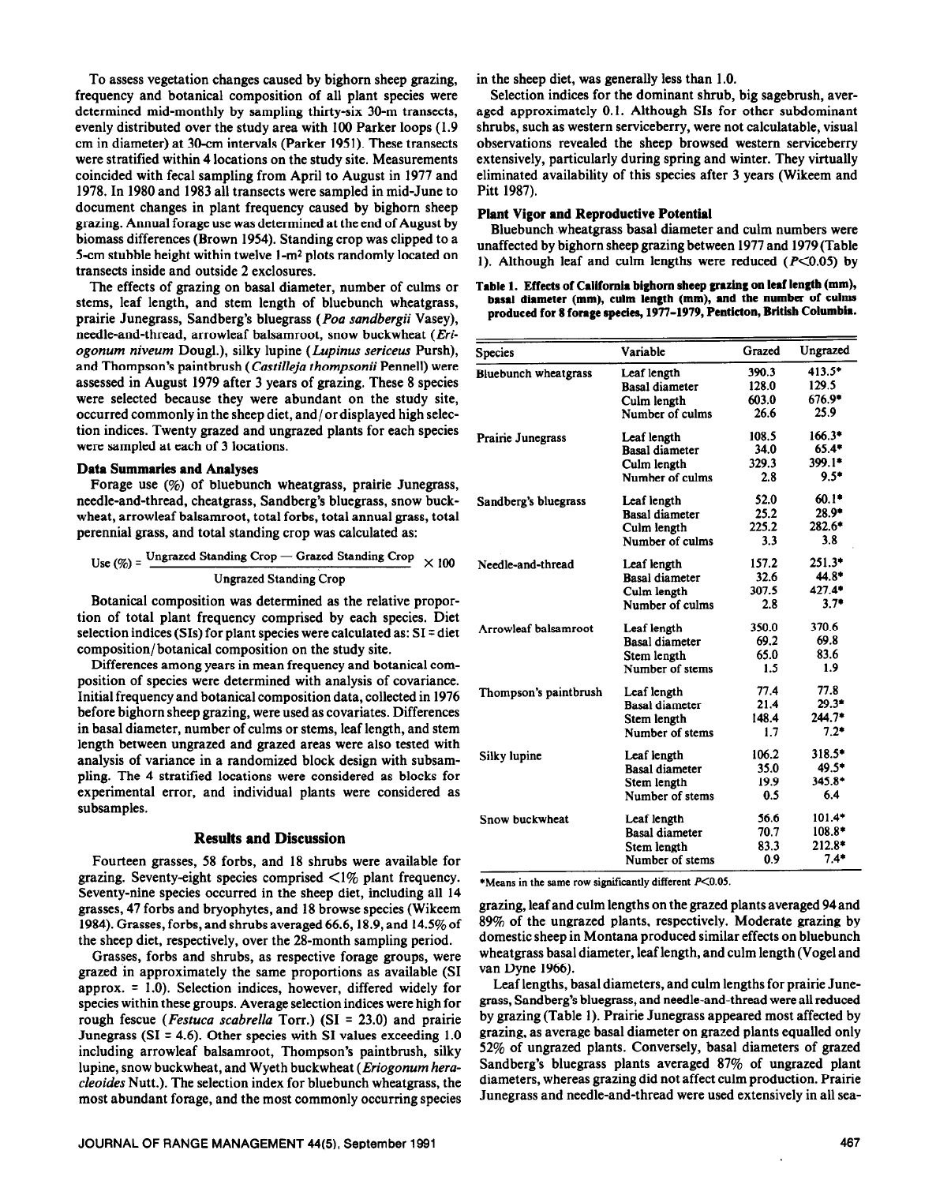To assess vegetation changes caused by bighorn sheep grazing, frequency and botanical composition of all plant species were determined mid-monthly by sampling thirty-six 30-m transects, evenly distributed over the study area with 100 Parker loops (1.9 cm in diameter) at 30-cm intervals (Parker 1951). These transects were stratified within 4 locations on the study site. Measurements coincided with fecal sampling from April to August in 1977 and 1978. In 1980 and 1983 all transects were sampled in mid-June to document changes in plant frequency caused by bighorn sheep grazing. Annual forage use was determined at the end of August by biomass differences (Brown 1954). Standing crop was clipped to a 5-cm stubble height within twelve 1-m² plots randomly located on transects inside and outside 2 exclosures.

The effects of grazing on basal diameter, number of culms or stems, leaf length, and stem length of bluebunch wheatgrass, prairie Junegrass, Sandberg's bluegrass (*Poa sandbergii* Vasey), needle-and-thread, arrowleaf balsamroot, snow buckwheat (*Eriogonum niveum* Dougl.), silky lupine (*Lupinus sericeus* Pursh), and Thompson's paintbrush (*Castilleja thompsonii* Pennell) were assessed in August 1979 after 3 years of grazing. These 8 species were selected because they were abundant on the study site, occurred commonly in the sheep diet, and/or displayed high selection indices. Twenty grazed and ungrazed plants for each species were sampled at each of 3 locations.

### Data Summaries and Analyses

Forage use (%) of bluebunch wheatgrass, prairie Junegrass, needle-and-thread, cheatgrass, Sandberg's bluegrass, snow buckwheat, arrowleaf balsamroot, total forbs, total annual grass, total perennial grass, and total standing crop was calculated as:

$$\text{Use (\%)} = \frac{\text{Ungrazed Standing Crop} - \text{Grazed Standing Crop}}{\text{Ungrazed Standing Crop}} \times 100$$

Botanical composition was determined as the relative proportion of total plant frequency comprised by each species. Diet selection indices (SIs) for plant species were calculated as: SI = diet composition/botanical composition on the study site.

Differences among years in mean frequency and botanical composition of species were determined with analysis of covariance. Initial frequency and botanical composition data, collected in 1976 before bighorn sheep grazing, were used as covariates. Differences in basal diameter, number of culms or stems, leaf length, and stem length between ungrazed and grazed areas were also tested with analysis of variance in a randomized block design with subsampling. The 4 stratified locations were considered as blocks for experimental error, and individual plants were considered as subsamples.

## Results and Discussion

Fourteen grasses, 58 forbs, and 18 shrubs were available for grazing. Seventy-eight species comprised <1% plant frequency. Seventy-nine species occurred in the sheep diet, including all 14 grasses, 47 forbs and bryophytes, and 18 browse species (Wikeem 1984). Grasses, forbs, and shrubs averaged 66.6, 18.9, and 14.5% of the sheep diet, respectively, over the 28-month sampling period.

Grasses, forbs and shrubs, as respective forage groups, were grazed in approximately the same proportions as available (SI approx. = 1.0). Selection indices, however, differed widely for species within these groups. Average selection indices were high for rough fescue (*Festuca scabrella* Torr.) (SI = 23.0) and prairie Junegrass (SI = 4.6). Other species with SI values exceeding 1.0 including arrowleaf balsamroot, Thompson's paintbrush, silky lupine, snow buckwheat, and Wyeth buckwheat (*Eriogonum heracleoides* Nutt.). The selection index for bluebunch wheatgrass, the most abundant forage, and the most commonly occurring species in the sheep diet, was generally less than 1.0.

Selection indices for the dominant shrub, big sagebrush, averaged approximately 0.1. Although SIs for other subdominant shrubs, such as western serviceberry, were not calculatable, visual observations revealed the sheep browsed western serviceberry extensively, particularly during spring and winter. They virtually eliminated availability of this species after 3 years (Wikeem and Pitt 1987).

### Plant Vigor and Reproductive Potential

Bluebunch wheatgrass basal diameter and culm numbers were unaffected by bighorn sheep grazing between 1977 and 1979 (Table 1). Although leaf and culm lengths were reduced ($P<0.05$) by grazing, leaf and culm lengths on the grazed plants averaged 94 and 89% of the ungrazed plants, respectively. Moderate grazing by domestic sheep in Montana produced similar effects on bluebunch wheatgrass basal diameter, leaf length, and culm length (Vogel and van Dyne 1966).

**Table 1. Effects of California bighorn sheep grazing on leaf length (mm), basal diameter (mm), culm length (mm), and the number of culms produced for 8 forage species, 1977–1979, Penticton, British Columbia.**

| Species | Variable | Grazed | Ungrazed |
|---|---|---|---|
| Bluebunch wheatgrass | Leaf length | 390.3 | 413.5* |
| | Basal diameter | 128.0 | 129.5 |
| | Culm length | 603.0 | 676.9* |
| | Number of culms | 26.6 | 25.9 |
| Prairie Junegrass | Leaf length | 108.5 | 166.3* |
| | Basal diameter | 34.0 | 65.4* |
| | Culm length | 329.3 | 399.1* |
| | Number of culms | 2.8 | 9.5* |
| Sandberg's bluegrass | Leaf length | 52.0 | 60.1* |
| | Basal diameter | 25.2 | 28.9* |
| | Culm length | 225.2 | 282.6* |
| | Number of culms | 3.3 | 3.8 |
| Needle-and-thread | Leaf length | 157.2 | 251.3* |
| | Basal diameter | 32.6 | 44.8* |
| | Culm length | 307.5 | 427.4* |
| | Number of culms | 2.8 | 3.7* |
| Arrowleaf balsamroot | Leaf length | 350.0 | 370.6 |
| | Basal diameter | 69.2 | 69.8 |
| | Stem length | 65.0 | 83.6 |
| | Number of stems | 1.5 | 1.9 |
| Thompson's paintbrush | Leaf length | 77.4 | 77.8 |
| | Basal diameter | 21.4 | 29.3* |
| | Stem length | 148.4 | 244.7* |
| | Number of stems | 1.7 | 7.2* |
| Silky lupine | Leaf length | 106.2 | 318.5* |
| | Basal diameter | 35.0 | 49.5* |
| | Stem length | 19.9 | 345.8* |
| | Number of stems | 0.5 | 6.4 |
| Snow buckwheat | Leaf length | 56.6 | 101.4* |
| | Basal diameter | 70.7 | 108.8* |
| | Stem length | 83.3 | 212.8* |
| | Number of stems | 0.9 | 7.4* |

*Means in the same row significantly different $P<0.05$.

Leaf lengths, basal diameters, and culm lengths for prairie Junegrass, Sandberg's bluegrass, and needle-and-thread were all reduced by grazing (Table 1). Prairie Junegrass appeared most affected by grazing, as average basal diameter on grazed plants equalled only 52% of ungrazed plants. Conversely, basal diameters of grazed Sandberg's bluegrass plants averaged 87% of ungrazed plant diameters, whereas grazing did not affect culm production. Prairie Junegrass and needle-and-thread were used extensively in all sea-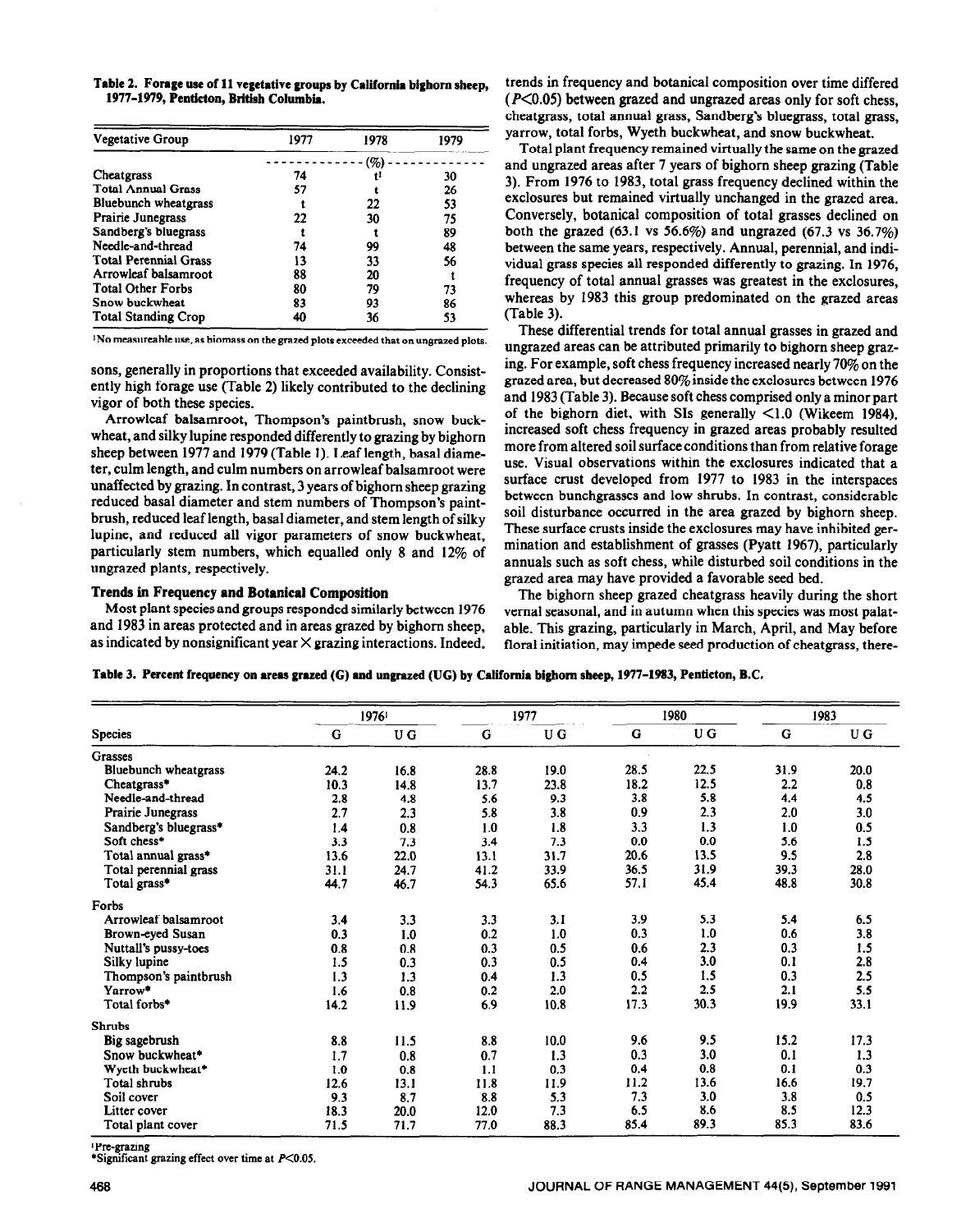**Table 2. Forage use of 11 vegetative groups by California bighorn sheep, 1977–1979, Penticton, British Columbia.**

| Vegetative Group | 1977 | 1978 | 1979 |
|---|---|---|---|
| | (%) | | |
| Cheatgrass | 74 | t[1] | 30 |
| Total Annual Grass | 57 | t | 26 |
| Bluebunch wheatgrass | t | 22 | 53 |
| Prairie Junegrass | 22 | 30 | 75 |
| Sandberg's bluegrass | t | t | 89 |
| Needle-and-thread | 74 | 99 | 48 |
| Total Perennial Grass | 13 | 33 | 56 |
| Arrowleaf balsamroot | 88 | 20 | t |
| Total Other Forbs | 80 | 79 | 73 |
| Snow buckwheat | 83 | 93 | 86 |
| Total Standing Crop | 40 | 36 | 53 |

[1]No measureable use, as biomass on the grazed plots exceeded that on ungrazed plots.

sons, generally in proportions that exceeded availability. Consistently high forage use (Table 2) likely contributed to the declining vigor of both these species.

Arrowleaf balsamroot, Thompson's paintbrush, snow buckwheat, and silky lupine responded differently to grazing by bighorn sheep between 1977 and 1979 (Table 1). Leaf length, basal diameter, culm length, and culm numbers on arrowleaf balsamroot were unaffected by grazing. In contrast, 3 years of bighorn sheep grazing reduced basal diameter and stem numbers of Thompson's paintbrush, reduced leaf length, basal diameter, and stem length of silky lupine, and reduced all vigor parameters of snow buckwheat, particularly stem numbers, which equalled only 8 and 12% of ungrazed plants, respectively.

### Trends in Frequency and Botanical Composition

Most plant species and groups responded similarly between 1976 and 1983 in areas protected and in areas grazed by bighorn sheep, as indicated by nonsignificant year × grazing interactions. Indeed, trends in frequency and botanical composition over time differed ($P<0.05$) between grazed and ungrazed areas only for soft chess, cheatgrass, total annual grass, Sandberg's bluegrass, total grass, yarrow, total forbs, Wyeth buckwheat, and snow buckwheat.

Total plant frequency remained virtually the same on the grazed and ungrazed areas after 7 years of bighorn sheep grazing (Table 3). From 1976 to 1983, total grass frequency declined within the exclosures but remained virtually unchanged in the grazed area. Conversely, botanical composition of total grasses declined on both the grazed (63.1 vs 56.6%) and ungrazed (67.3 vs 36.7%) between the same years, respectively. Annual, perennial, and individual grass species all responded differently to grazing. In 1976, frequency of total annual grasses was greatest in the exclosures, whereas by 1983 this group predominated on the grazed areas (Table 3).

These differential trends for total annual grasses in grazed and ungrazed areas can be attributed primarily to bighorn sheep grazing. For example, soft chess frequency increased nearly 70% on the grazed area, but decreased 80% inside the exclosures between 1976 and 1983 (Table 3). Because soft chess comprised only a minor part of the bighorn diet, with SIs generally <1.0 (Wikeem 1984), increased soft chess frequency in grazed areas probably resulted more from altered soil surface conditions than from relative forage use. Visual observations within the exclosures indicated that a surface crust developed from 1977 to 1983 in the interspaces between bunchgrasses and low shrubs. In contrast, considerable soil disturbance occurred in the area grazed by bighorn sheep. These surface crusts inside the exclosures may have inhibited germination and establishment of grasses (Pyatt 1967), particularly annuals such as soft chess, while disturbed soil conditions in the grazed area may have provided a favorable seed bed.

The bighorn sheep grazed cheatgrass heavily during the short vernal seasonal, and in autumn when this species was most palatable. This grazing, particularly in March, April, and May before floral initiation, may impede seed production of cheatgrass, there-

**Table 3. Percent frequency on areas grazed (G) and ungrazed (UG) by California bighorn sheep, 1977–1983, Penticton, B.C.**

| Species | 1976[1] | | 1977 | | 1980 | | 1983 | |
|---|---|---|---|---|---|---|---|---|
| | G | UG | G | UG | G | UG | G | UG |
| **Grasses** | | | | | | | | |
| Bluebunch wheatgrass | 24.2 | 16.8 | 28.8 | 19.0 | 28.5 | 22.5 | 31.9 | 20.0 |
| Cheatgrass* | 10.3 | 14.8 | 13.7 | 23.8 | 18.2 | 12.5 | 2.2 | 0.8 |
| Needle-and-thread | 2.8 | 4.8 | 5.6 | 9.3 | 3.8 | 5.8 | 4.4 | 4.5 |
| Prairie Junegrass | 2.7 | 2.3 | 5.8 | 3.8 | 0.9 | 2.3 | 2.0 | 3.0 |
| Sandberg's bluegrass* | 1.4 | 0.8 | 1.0 | 1.8 | 3.3 | 1.3 | 1.0 | 0.5 |
| Soft chess* | 3.3 | 7.3 | 3.4 | 7.3 | 0.0 | 0.0 | 5.6 | 1.5 |
| Total annual grass* | 13.6 | 22.0 | 13.1 | 31.7 | 20.6 | 13.5 | 9.5 | 2.8 |
| Total perennial grass | 31.1 | 24.7 | 41.2 | 33.9 | 36.5 | 31.9 | 39.3 | 28.0 |
| Total grass* | 44.7 | 46.7 | 54.3 | 65.6 | 57.1 | 45.4 | 48.8 | 30.8 |
| **Forbs** | | | | | | | | |
| Arrowleaf balsamroot | 3.4 | 3.3 | 3.3 | 3.1 | 3.9 | 5.3 | 5.4 | 6.5 |
| Brown-eyed Susan | 0.3 | 1.0 | 0.2 | 1.0 | 0.3 | 1.0 | 0.6 | 3.8 |
| Nuttall's pussy-toes | 0.8 | 0.8 | 0.3 | 0.5 | 0.6 | 2.3 | 0.3 | 1.5 |
| Silky lupine | 1.5 | 0.3 | 0.3 | 0.5 | 0.4 | 3.0 | 0.1 | 2.8 |
| Thompson's paintbrush | 1.3 | 1.3 | 0.4 | 1.3 | 0.5 | 1.5 | 0.3 | 2.5 |
| Yarrow* | 1.6 | 0.8 | 0.2 | 2.0 | 2.2 | 2.5 | 2.1 | 5.5 |
| Total forbs* | 14.2 | 11.9 | 6.9 | 10.8 | 17.3 | 30.3 | 19.9 | 33.1 |
| **Shrubs** | | | | | | | | |
| Big sagebrush | 8.8 | 11.5 | 8.8 | 10.0 | 9.6 | 9.5 | 15.2 | 17.3 |
| Snow buckwheat* | 1.7 | 0.8 | 0.7 | 1.3 | 0.3 | 3.0 | 0.1 | 1.3 |
| Wyeth buckwheat* | 1.0 | 0.8 | 1.1 | 0.3 | 0.4 | 0.8 | 0.1 | 0.3 |
| Total shrubs | 12.6 | 13.1 | 11.8 | 11.9 | 11.2 | 13.6 | 16.6 | 19.7 |
| Soil cover | 9.3 | 8.7 | 8.8 | 5.3 | 7.3 | 3.0 | 3.8 | 0.5 |
| Litter cover | 18.3 | 20.0 | 12.0 | 7.3 | 6.5 | 8.6 | 8.5 | 12.3 |
| Total plant cover | 71.5 | 71.7 | 77.0 | 88.3 | 85.4 | 89.3 | 85.3 | 83.6 |

[1]Pre-grazing

*Significant grazing effect over time at $P<0.05$.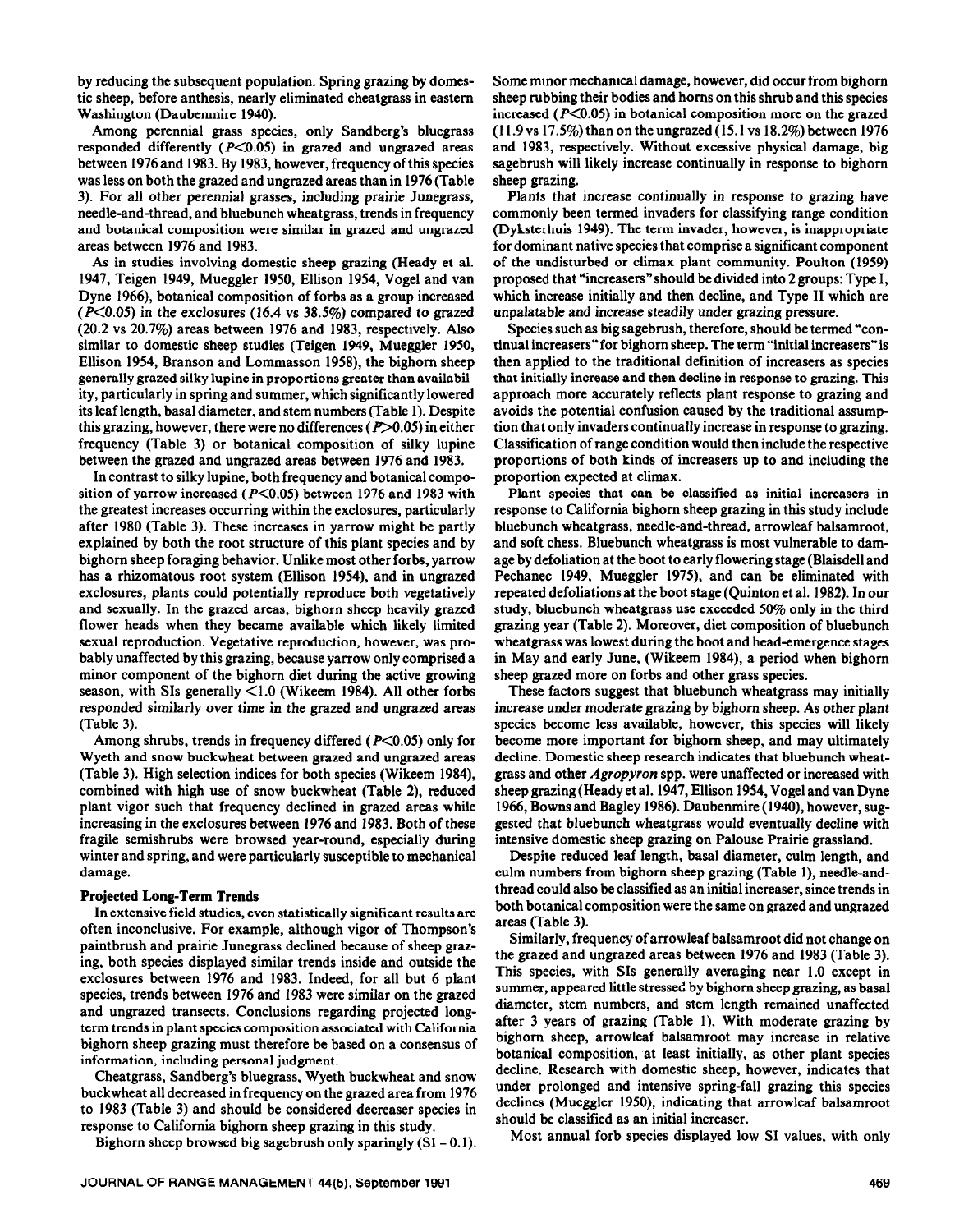by reducing the subsequent population. Spring grazing by domestic sheep, before anthesis, nearly eliminated cheatgrass in eastern Washington (Daubenmire 1940).

Among perennial grass species, only Sandberg's bluegrass responded differently ($P<0.05$) in grazed and ungrazed areas between 1976 and 1983. By 1983, however, frequency of this species was less on both the grazed and ungrazed areas than in 1976 (Table 3). For all other perennial grasses, including prairie Junegrass, needle-and-thread, and bluebunch wheatgrass, trends in frequency and botanical composition were similar in grazed and ungrazed areas between 1976 and 1983.

As in studies involving domestic sheep grazing (Heady et al. 1947, Teigen 1949, Mueggler 1950, Ellison 1954, Vogel and van Dyne 1966), botanical composition of forbs as a group increased ($P<0.05$) in the exclosures (16.4 vs 38.5%) compared to grazed (20.2 vs 20.7%) areas between 1976 and 1983, respectively. Also similar to domestic sheep studies (Teigen 1949, Mueggler 1950, Ellison 1954, Branson and Lommasson 1958), the bighorn sheep generally grazed silky lupine in proportions greater than availability, particularly in spring and summer, which significantly lowered its leaf length, basal diameter, and stem numbers (Table 1). Despite this grazing, however, there were no differences ($P>0.05$) in either frequency (Table 3) or botanical composition of silky lupine between the grazed and ungrazed areas between 1976 and 1983.

In contrast to silky lupine, both frequency and botanical composition of yarrow increased ($P<0.05$) between 1976 and 1983 with the greatest increases occurring within the exclosures, particularly after 1980 (Table 3). These increases in yarrow might be partly explained by both the root structure of this plant species and by bighorn sheep foraging behavior. Unlike most other forbs, yarrow has a rhizomatous root system (Ellison 1954), and in ungrazed exclosures, plants could potentially reproduce both vegetatively and sexually. In the grazed areas, bighorn sheep heavily grazed flower heads when they became available which likely limited sexual reproduction. Vegetative reproduction, however, was probably unaffected by this grazing, because yarrow only comprised a minor component of the bighorn diet during the active growing season, with SIs generally $<1.0$ (Wikeem 1984). All other forbs responded similarly over time in the grazed and ungrazed areas (Table 3).

Among shrubs, trends in frequency differed ($P<0.05$) only for Wyeth and snow buckwheat between grazed and ungrazed areas (Table 3). High selection indices for both species (Wikeem 1984), combined with high use of snow buckwheat (Table 2), reduced plant vigor such that frequency declined in grazed areas while increasing in the exclosures between 1976 and 1983. Both of these fragile semishrubs were browsed year-round, especially during winter and spring, and were particularly susceptible to mechanical damage.

### Projected Long-Term Trends

In extensive field studies, even statistically significant results are often inconclusive. For example, although vigor of Thompson's paintbrush and prairie Junegrass declined because of sheep grazing, both species displayed similar trends inside and outside the exclosures between 1976 and 1983. Indeed, for all but 6 plant species, trends between 1976 and 1983 were similar on the grazed and ungrazed transects. Conclusions regarding projected long-term trends in plant species composition associated with California bighorn sheep grazing must therefore be based on a consensus of information, including personal judgment.

Cheatgrass, Sandberg's bluegrass, Wyeth buckwheat and snow buckwheat all decreased in frequency on the grazed area from 1976 to 1983 (Table 3) and should be considered decreaser species in response to California bighorn sheep grazing in this study.

Bighorn sheep browsed big sagebrush only sparingly (SI – 0.1). Some minor mechanical damage, however, did occur from bighorn sheep rubbing their bodies and horns on this shrub and this species increased ($P<0.05$) in botanical composition more on the grazed (11.9 vs 17.5%) than on the ungrazed (15.1 vs 18.2%) between 1976 and 1983, respectively. Without excessive physical damage, big sagebrush will likely increase continually in response to bighorn sheep grazing.

Plants that increase continually in response to grazing have commonly been termed invaders for classifying range condition (Dyksterhuis 1949). The term invader, however, is inappropriate for dominant native species that comprise a significant component of the undisturbed or climax plant community. Poulton (1959) proposed that "increasers" should be divided into 2 groups: Type I, which increase initially and then decline, and Type II which are unpalatable and increase steadily under grazing pressure.

Species such as big sagebrush, therefore, should be termed "continual increasers" for bighorn sheep. The term "initial increasers" is then applied to the traditional definition of increasers as species that initially increase and then decline in response to grazing. This approach more accurately reflects plant response to grazing and avoids the potential confusion caused by the traditional assumption that only invaders continually increase in response to grazing. Classification of range condition would then include the respective proportions of both kinds of increasers up to and including the proportion expected at climax.

Plant species that can be classified as initial increasers in response to California bighorn sheep grazing in this study include bluebunch wheatgrass, needle-and-thread, arrowleaf balsamroot, and soft chess. Bluebunch wheatgrass is most vulnerable to damage by defoliation at the boot to early flowering stage (Blaisdell and Pechanec 1949, Mueggler 1975), and can be eliminated with repeated defoliations at the boot stage (Quinton et al. 1982). In our study, bluebunch wheatgrass use exceeded 50% only in the third grazing year (Table 2). Moreover, diet composition of bluebunch wheatgrass was lowest during the boot and head-emergence stages in May and early June, (Wikeem 1984), a period when bighorn sheep grazed more on forbs and other grass species.

These factors suggest that bluebunch wheatgrass may initially increase under moderate grazing by bighorn sheep. As other plant species become less available, however, this species will likely become more important for bighorn sheep, and may ultimately decline. Domestic sheep research indicates that bluebunch wheatgrass and other *Agropyron* spp. were unaffected or increased with sheep grazing (Heady et al. 1947, Ellison 1954, Vogel and van Dyne 1966, Bowns and Bagley 1986). Daubenmire (1940), however, suggested that bluebunch wheatgrass would eventually decline with intensive domestic sheep grazing on Palouse Prairie grassland.

Despite reduced leaf length, basal diameter, culm length, and culm numbers from bighorn sheep grazing (Table 1), needle-and-thread could also be classified as an initial increaser, since trends in both botanical composition were the same on grazed and ungrazed areas (Table 3).

Similarly, frequency of arrowleaf balsamroot did not change on the grazed and ungrazed areas between 1976 and 1983 (Table 3). This species, with SIs generally averaging near 1.0 except in summer, appeared little stressed by bighorn sheep grazing, as basal diameter, stem numbers, and stem length remained unaffected after 3 years of grazing (Table 1). With moderate grazing by bighorn sheep, arrowleaf balsamroot may increase in relative botanical composition, at least initially, as other plant species decline. Research with domestic sheep, however, indicates that under prolonged and intensive spring-fall grazing this species declines (Mueggler 1950), indicating that arrowleaf balsamroot should be classified as an initial increaser.

Most annual forb species displayed low SI values, with only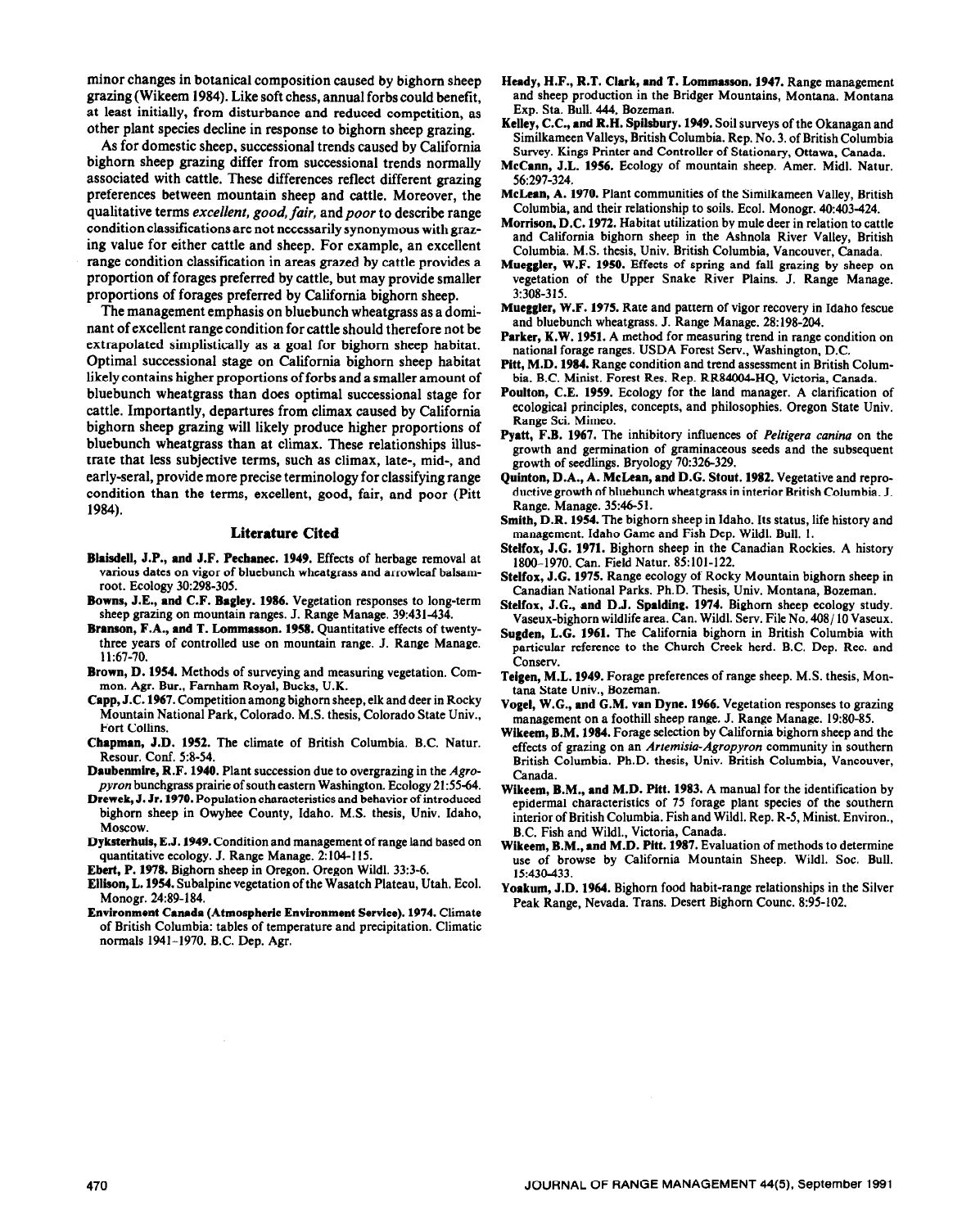minor changes in botanical composition caused by bighorn sheep grazing (Wikeem 1984). Like soft chess, annual forbs could benefit, at least initially, from disturbance and reduced competition, as other plant species decline in response to bighorn sheep grazing.

As for domestic sheep, successional trends caused by California bighorn sheep grazing differ from successional trends normally associated with cattle. These differences reflect different grazing preferences between mountain sheep and cattle. Moreover, the qualitative terms *excellent, good, fair,* and *poor* to describe range condition classifications are not necessarily synonymous with grazing value for either cattle and sheep. For example, an excellent range condition classification in areas grazed by cattle provides a proportion of forages preferred by cattle, but may provide smaller proportions of forages preferred by California bighorn sheep.

The management emphasis on bluebunch wheatgrass as a dominant of excellent range condition for cattle should therefore not be extrapolated simplistically as a goal for bighorn sheep habitat. Optimal successional stage on California bighorn sheep habitat likely contains higher proportions of forbs and a smaller amount of bluebunch wheatgrass than does optimal successional stage for cattle. Importantly, departures from climax caused by California bighorn sheep grazing will likely produce higher proportions of bluebunch wheatgrass than at climax. These relationships illustrate that less subjective terms, such as climax, late-, mid-, and early-seral, provide more precise terminology for classifying range condition than the terms, excellent, good, fair, and poor (Pitt 1984).

## Literature Cited

**Blaisdell, J.P., and J.F. Pechanec. 1949.** Effects of herbage removal at various dates on vigor of bluebunch wheatgrass and arrowleaf balsamroot. Ecology 30:298-305.

**Bowns, J.E., and C.F. Bagley. 1986.** Vegetation responses to long-term sheep grazing on mountain ranges. J. Range Manage. 39:431-434.

**Branson, F.A., and T. Lommasson. 1958.** Quantitative effects of twenty-three years of controlled use on mountain range. J. Range Manage. 11:67-70.

**Brown, D. 1954.** Methods of surveying and measuring vegetation. Common. Agr. Bur., Farnham Royal, Bucks, U.K.

**Capp, J.C. 1967.** Competition among bighorn sheep, elk and deer in Rocky Mountain National Park, Colorado. M.S. thesis, Colorado State Univ., Fort Collins.

**Chapman, J.D. 1952.** The climate of British Columbia. B.C. Natur. Resour. Conf. 5:8-54.

**Daubenmire, R.F. 1940.** Plant succession due to overgrazing in the *Agropyron* bunchgrass prairie of south eastern Washington. Ecology 21:55-64.

**Drewek, J. Jr. 1970.** Population characteristics and behavior of introduced bighorn sheep in Owyhee County, Idaho. M.S. thesis, Univ. Idaho, Moscow.

**Dyksterhuis, E.J. 1949.** Condition and management of range land based on quantitative ecology. J. Range Manage. 2:104-115.

**Ebert, P. 1978.** Bighorn sheep in Oregon. Oregon Wildl. 33:3-6.

**Ellison, L. 1954.** Subalpine vegetation of the Wasatch Plateau, Utah. Ecol. Monogr. 24:89-184.

**Environment Canada (Atmospheric Environment Service). 1974.** Climate of British Columbia: tables of temperature and precipitation. Climatic normals 1941-1970. B.C. Dep. Agr.

**Heady, H.F., R.T. Clark, and T. Lommasson. 1947.** Range management and sheep production in the Bridger Mountains, Montana. Montana Exp. Sta. Bull. 444, Bozeman.

**Kelley, C.C., and R.H. Spilsbury. 1949.** Soil surveys of the Okanagan and Similkameen Valleys, British Columbia. Rep. No. 3. of British Columbia Survey. Kings Printer and Controller of Stationary, Ottawa, Canada.

**McCann, J.L. 1956.** Ecology of mountain sheep. Amer. Midl. Natur. 56:297-324.

**McLean, A. 1970.** Plant communities of the Similkameen Valley, British Columbia, and their relationship to soils. Ecol. Monogr. 40:403-424.

**Morrison, D.C. 1972.** Habitat utilization by mule deer in relation to cattle and California bighorn sheep in the Ashnola River Valley, British Columbia. M.S. thesis, Univ. British Columbia, Vancouver, Canada.

**Mueggler, W.F. 1950.** Effects of spring and fall grazing by sheep on vegetation of the Upper Snake River Plains. J. Range Manage. 3:308-315.

**Mueggler, W.F. 1975.** Rate and pattern of vigor recovery in Idaho fescue and bluebunch wheatgrass. J. Range Manage. 28:198-204.

**Parker, K.W. 1951.** A method for measuring trend in range condition on national forage ranges. USDA Forest Serv., Washington, D.C.

**Pitt, M.D. 1984.** Range condition and trend assessment in British Columbia. B.C. Minist. Forest Res. Rep. RR84004-HQ, Victoria, Canada.

**Poulton, C.E. 1959.** Ecology for the land manager. A clarification of ecological principles, concepts, and philosophies. Oregon State Univ. Range Sci. Mimeo.

**Pyatt, F.B. 1967.** The inhibitory influences of *Peltigera canina* on the growth and germination of graminaceous seeds and the subsequent growth of seedlings. Bryology 70:326-329.

**Quinton, D.A., A. McLean, and D.G. Stout. 1982.** Vegetative and reproductive growth of bluebunch wheatgrass in interior British Columbia. J. Range. Manage. 35:46-51.

**Smith, D.R. 1954.** The bighorn sheep in Idaho. Its status, life history and management. Idaho Game and Fish Dep. Wildl. Bull. 1.

**Stelfox, J.G. 1971.** Bighorn sheep in the Canadian Rockies. A history 1800-1970. Can. Field Natur. 85:101-122.

**Stelfox, J.G. 1975.** Range ecology of Rocky Mountain bighorn sheep in Canadian National Parks. Ph.D. Thesis, Univ. Montana, Bozeman.

**Stelfox, J.G., and D.J. Spalding. 1974.** Bighorn sheep ecology study. Vaseux-bighorn wildlife area. Can. Wildl. Serv. File No. 408/10 Vaseux.

**Sugden, L.G. 1961.** The California bighorn in British Columbia with particular reference to the Church Creek herd. B.C. Dep. Rec. and Conserv.

**Teigen, M.L. 1949.** Forage preferences of range sheep. M.S. thesis, Montana State Univ., Bozeman.

**Vogel, W.G., and G.M. van Dyne. 1966.** Vegetation responses to grazing management on a foothill sheep range. J. Range Manage. 19:80-85.

**Wikeem, B.M. 1984.** Forage selection by California bighorn sheep and the effects of grazing on an *Artemisia-Agropyron* community in southern British Columbia. Ph.D. thesis, Univ. British Columbia, Vancouver, Canada.

**Wikeem, B.M., and M.D. Pitt. 1983.** A manual for the identification by epidermal characteristics of 75 forage plant species of the southern interior of British Columbia. Fish and Wildl. Rep. R-5, Minist. Environ., B.C. Fish and Wildl., Victoria, Canada.

**Wikeem, B.M., and M.D. Pitt. 1987.** Evaluation of methods to determine use of browse by California Mountain Sheep. Wildl. Soc. Bull. 15:430-433.

**Yoakum, J.D. 1964.** Bighorn food habit-range relationships in the Silver Peak Range, Nevada. Trans. Desert Bighorn Counc. 8:95-102.